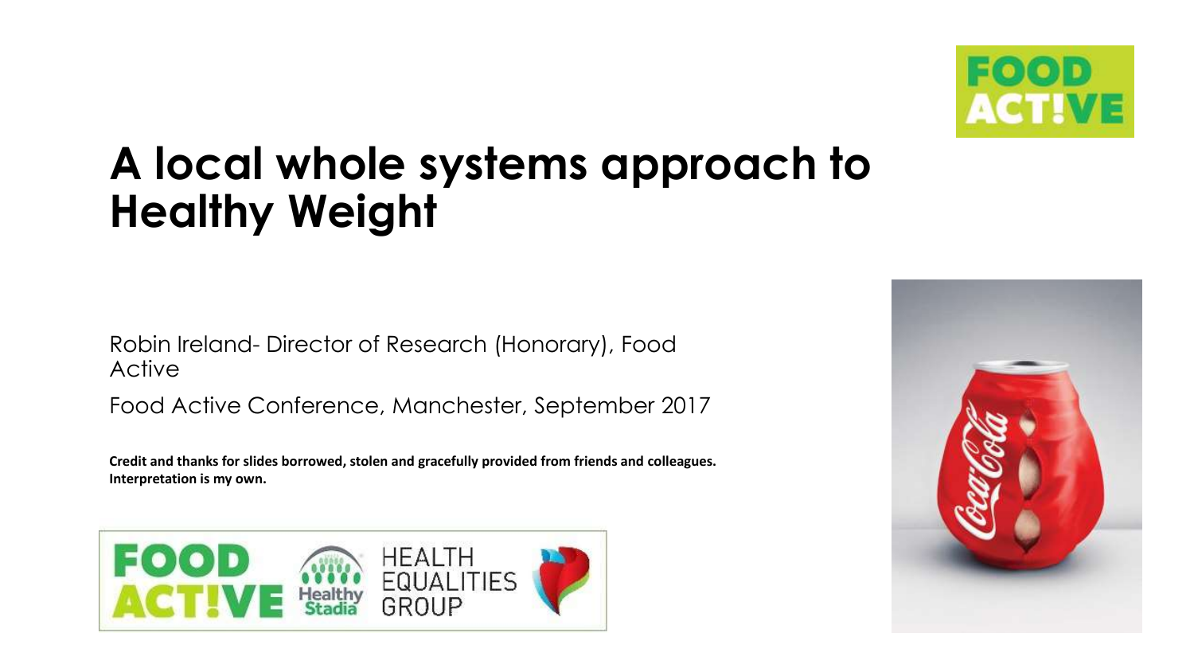# A local whole systems approach to Healthy Weight

Robin Ireland- Director of Research (Honorary), Food Active

Food Active Conference, Manchester, September 2017

**Credit and thanks for slides borrowed, stolen and gracefully provided from friends and colleagues. Interpretation is my own.**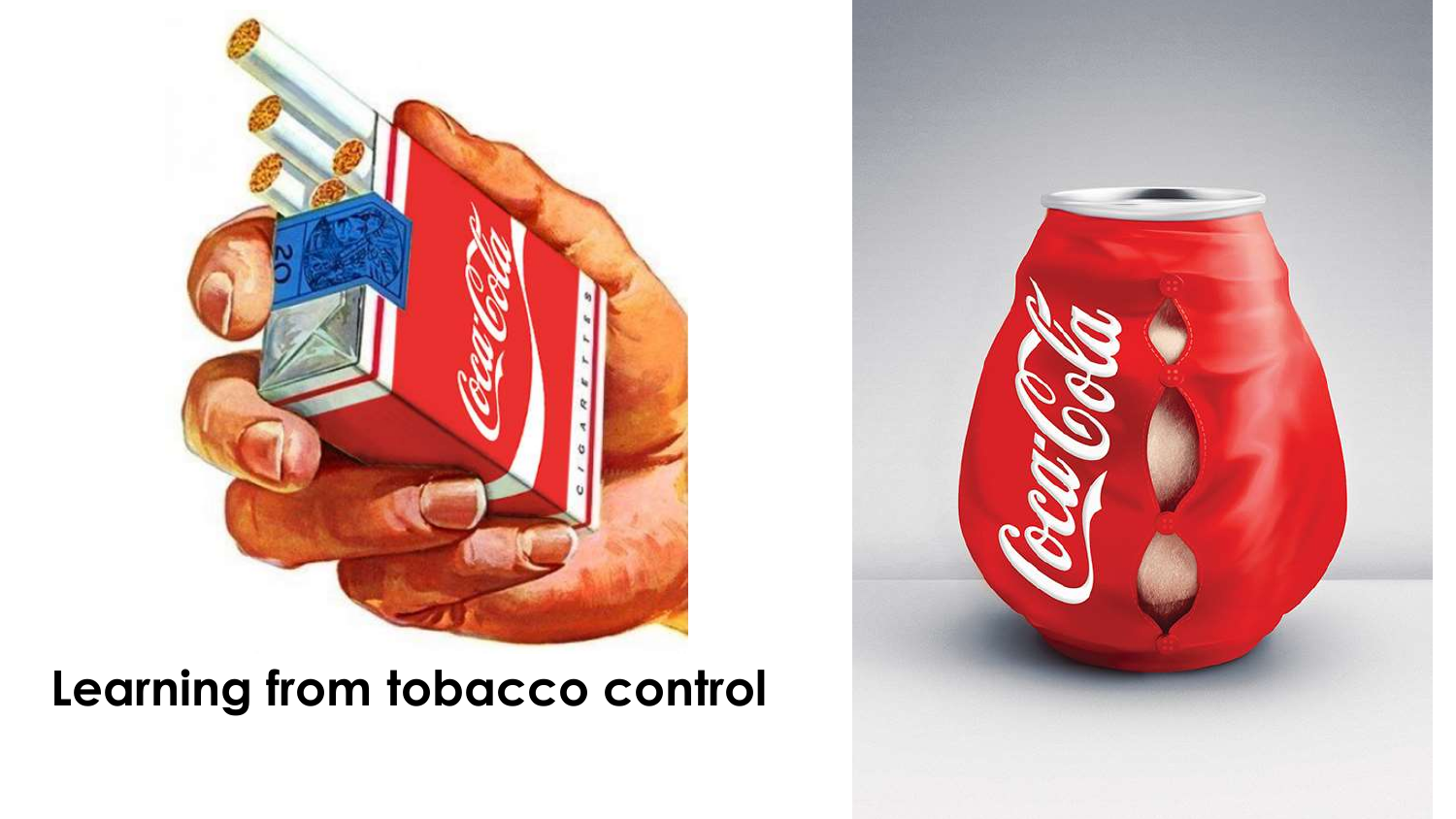Learning from tobacco control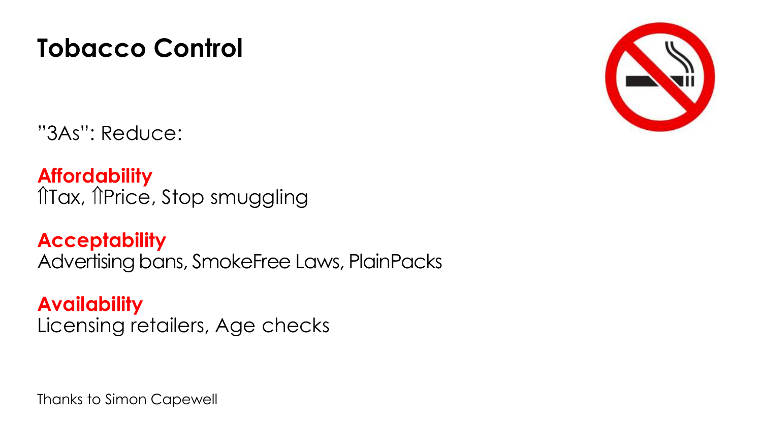# Tobacco Control

"3As": Reduce:

**Affordability**
⇑Tax, ⇑Price, Stop smuggling

**Acceptability**
Advertising bans, SmokeFree Laws, PlainPacks

**Availability**
Licensing retailers, Age checks

Thanks to Simon Capewell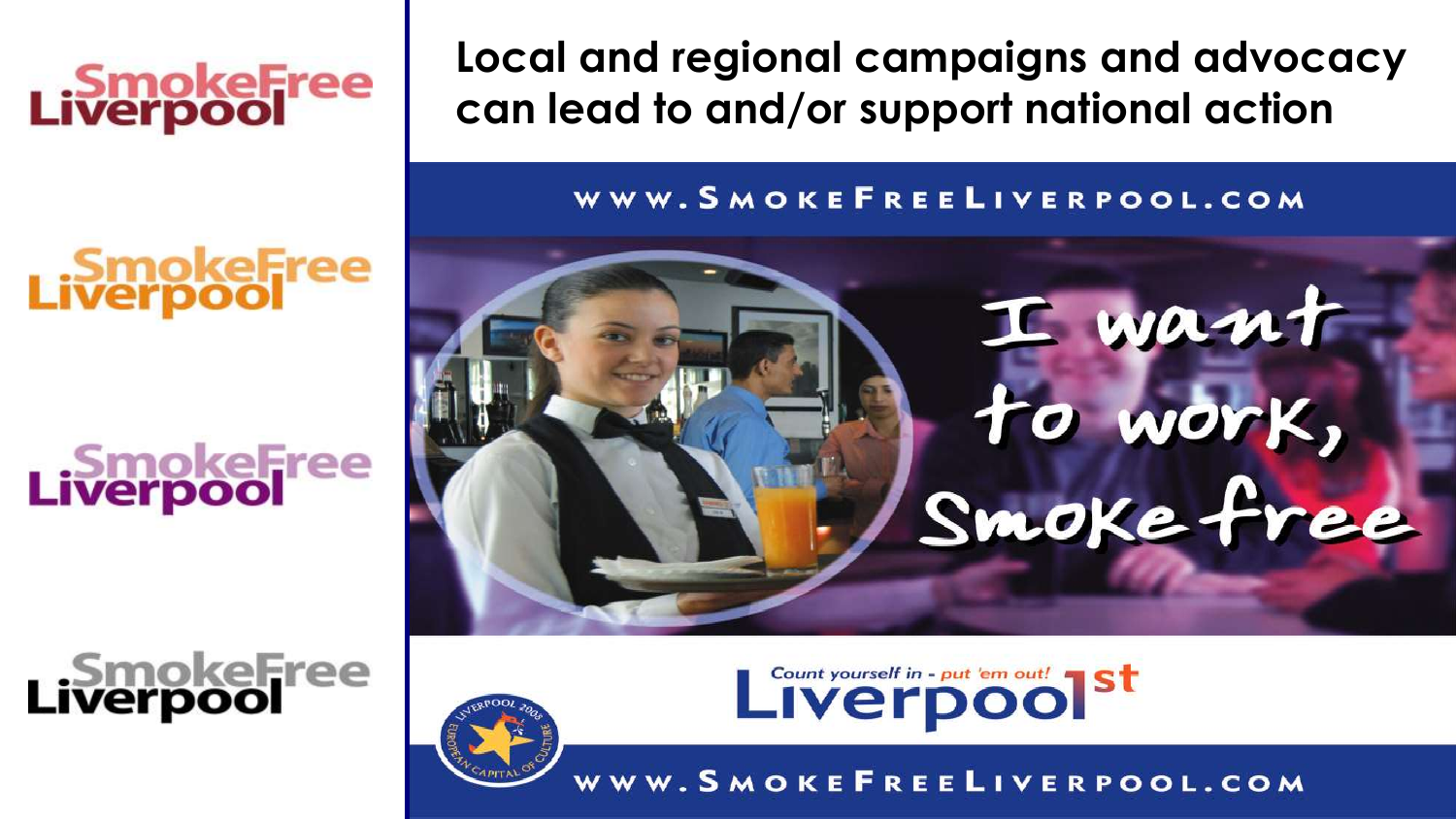# Local and regional campaigns and advocacy can lead to and/or support national action

SmokeFree Liverpool

SmokeFree Liverpool

SmokeFree Liverpool

SmokeFree Liverpool

WWW.SMOKEFREELIVERPOOL.COM

I want to work, Smoke free

Count yourself in - put 'em out!

Liverpool 1st

Liverpool 2008 European Capital of Culture

WWW.SMOKEFREELIVERPOOL.COM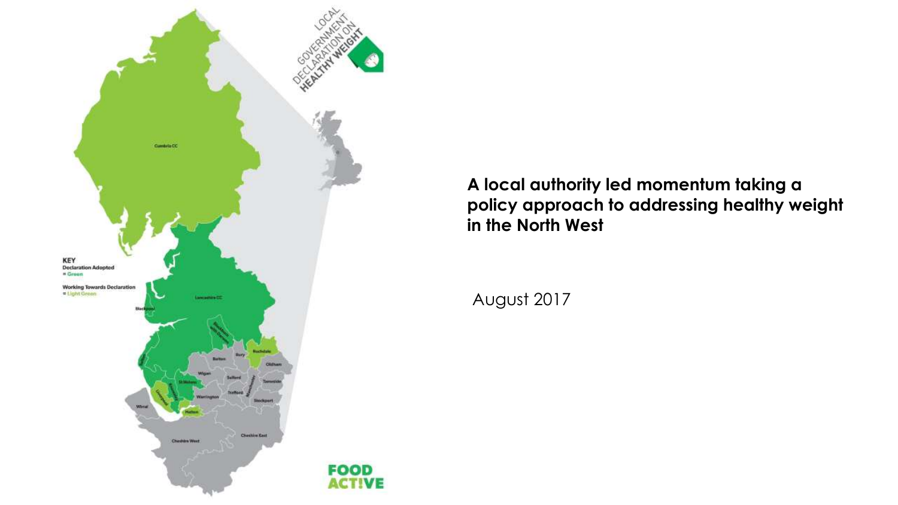KEY
Declaration Adopted
= Green

Working Towards Declaration
= Light Green

Cumbria CC

Lancashire CC

Blackpool

Blackburn with Darwen

Rochdale

Bury

Oldham

Bolton

Wigan

Salford

Manchester

Tameside

Sefton

St Helens

Knowsley

Liverpool

Trafford

Warrington

Stockport

Halton

Wirral

Cheshire West

Cheshire East

LOCAL GOVERNMENT DECLARATION ON HEALTHY WEIGHT

FOOD ACT!VE

**A local authority led momentum taking a policy approach to addressing healthy weight in the North West**

August 2017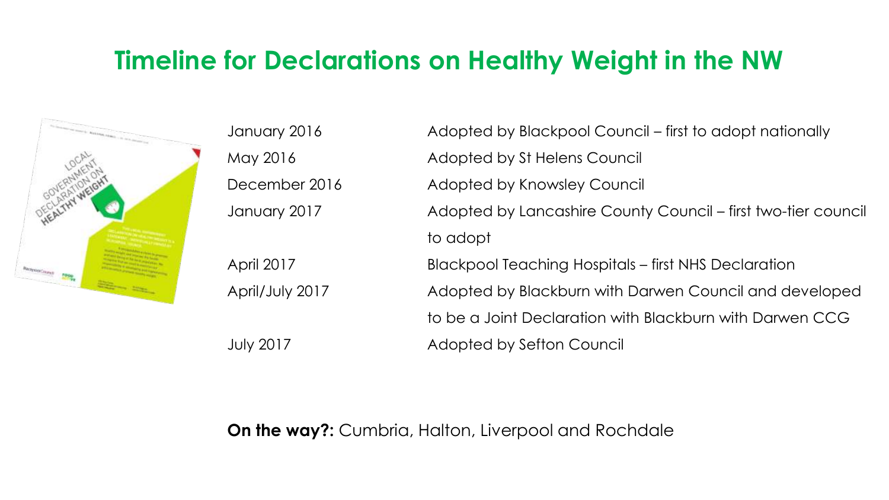# Timeline for Declarations on Healthy Weight in the NW

| | |
|---|---|
| January 2016 | Adopted by Blackpool Council – first to adopt nationally |
| May 2016 | Adopted by St Helens Council |
| December 2016 | Adopted by Knowsley Council |
| January 2017 | Adopted by Lancashire County Council – first two-tier council to adopt |
| April 2017 | Blackpool Teaching Hospitals – first NHS Declaration |
| April/July 2017 | Adopted by Blackburn with Darwen Council and developed to be a Joint Declaration with Blackburn with Darwen CCG |
| July 2017 | Adopted by Sefton Council |

**On the way?:** Cumbria, Halton, Liverpool and Rochdale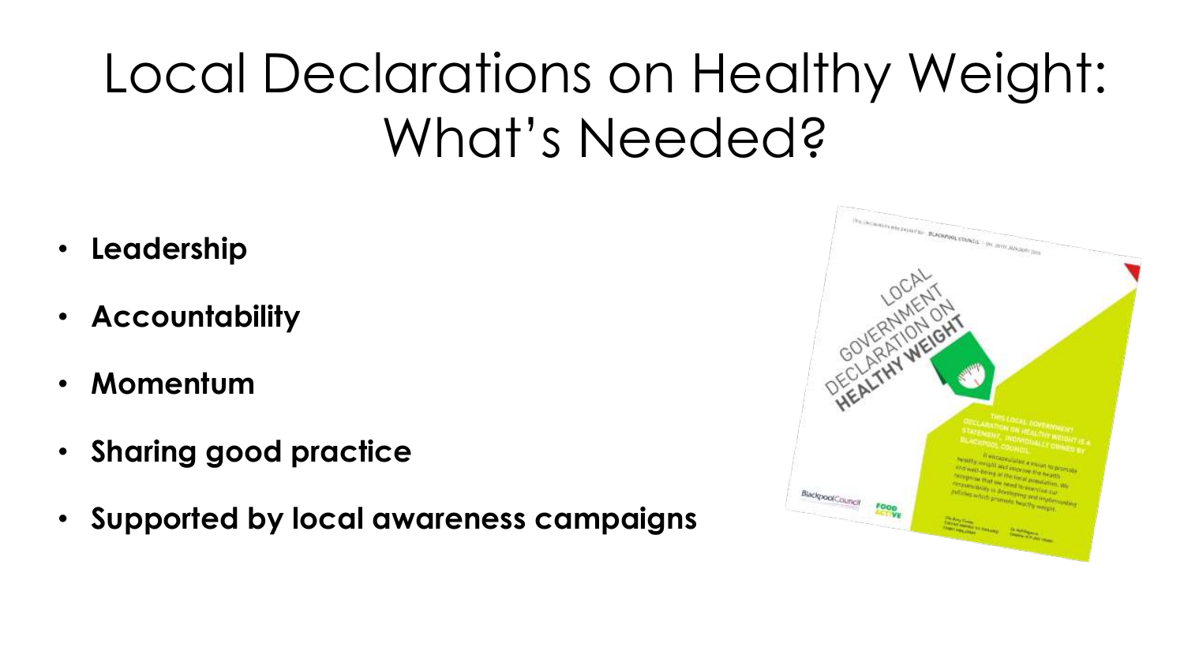# Local Declarations on Healthy Weight: What's Needed?

- **Leadership**
- **Accountability**
- **Momentum**
- **Sharing good practice**
- **Supported by local awareness campaigns**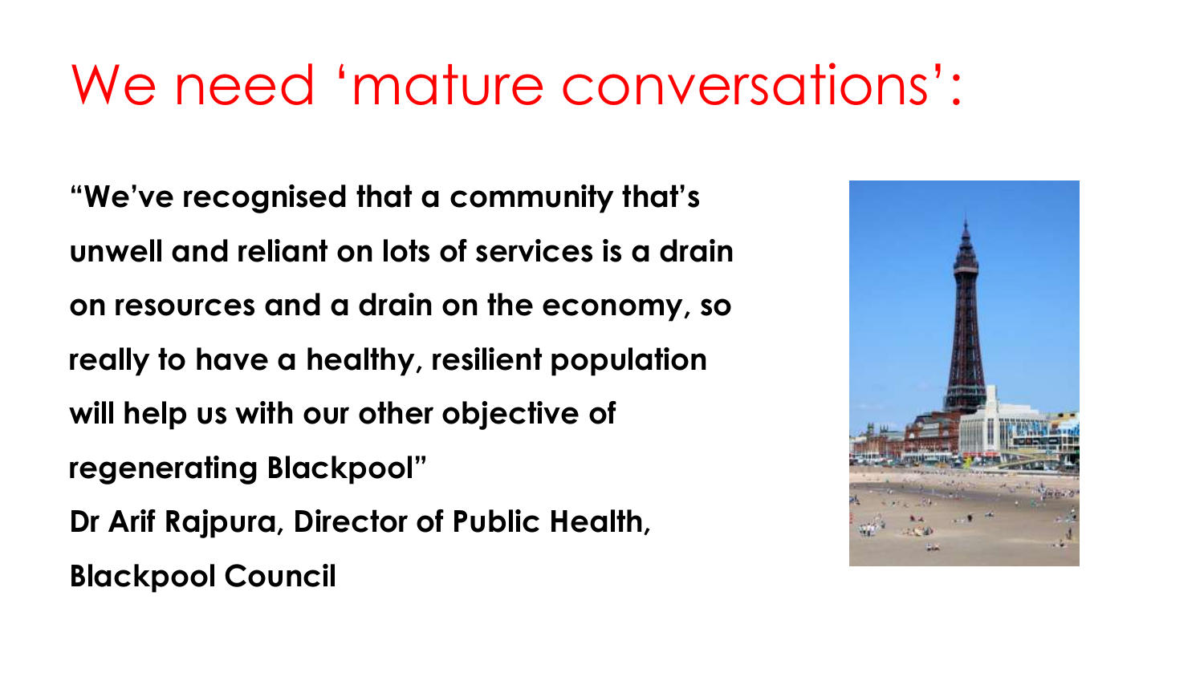# We need 'mature conversations':

**"We've recognised that a community that's unwell and reliant on lots of services is a drain on resources and a drain on the economy, so really to have a healthy, resilient population will help us with our other objective of regenerating Blackpool"**

**Dr Arif Rajpura, Director of Public Health, Blackpool Council**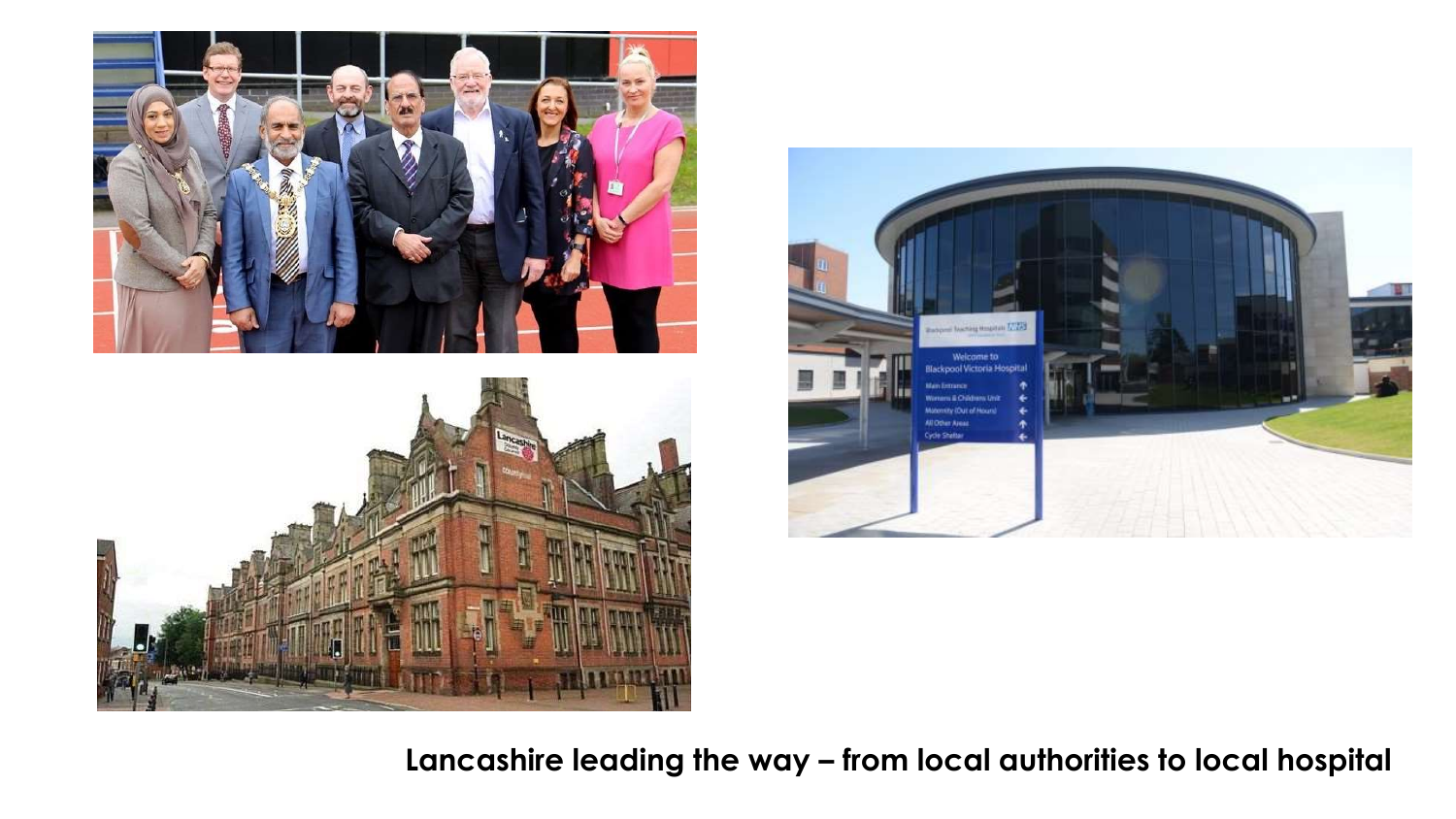**Lancashire leading the way – from local authorities to local hospital**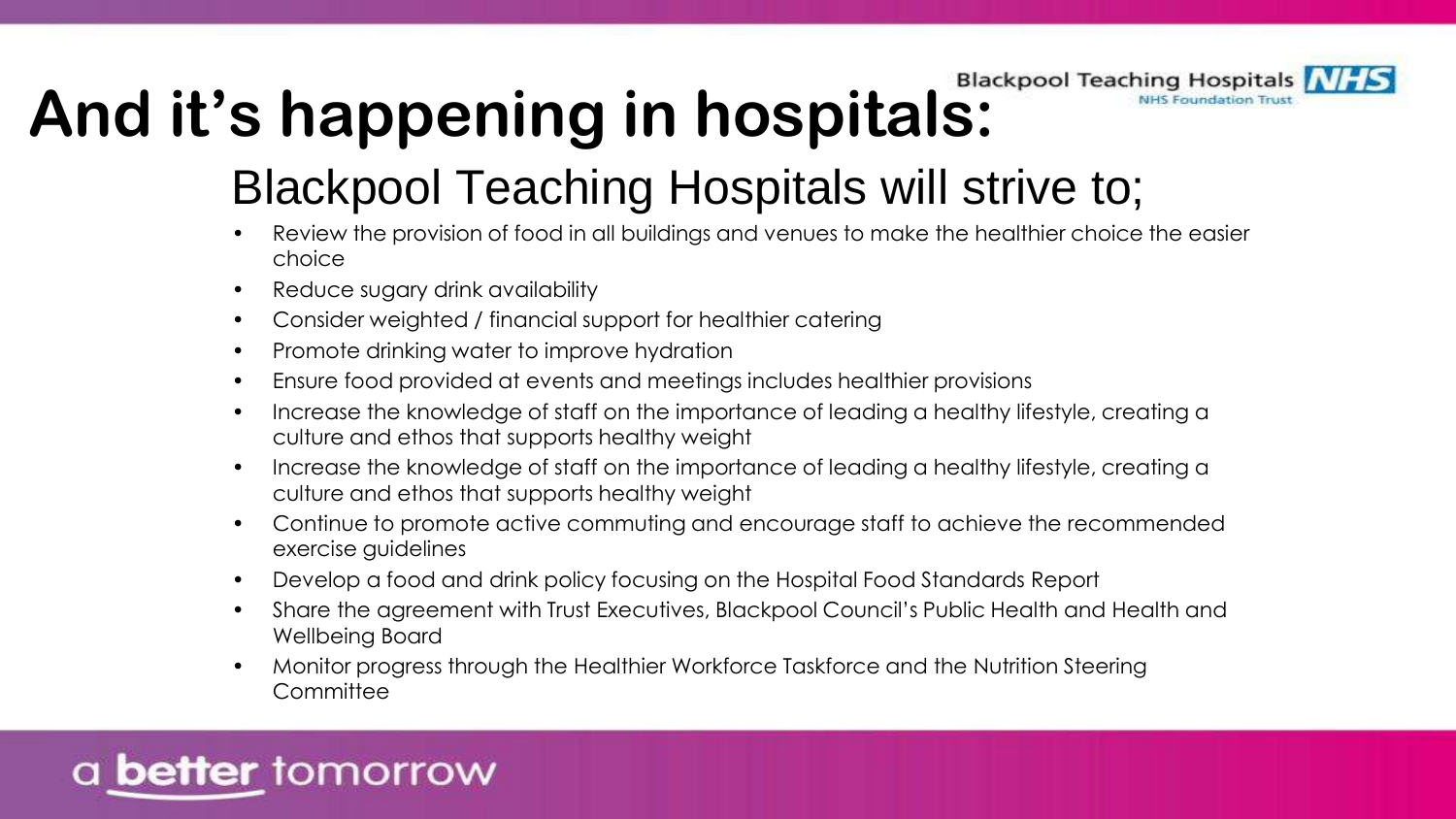# And it's happening in hospitals:

Blackpool Teaching Hospitals NHS Foundation Trust

## Blackpool Teaching Hospitals will strive to;

- Review the provision of food in all buildings and venues to make the healthier choice the easier choice
- Reduce sugary drink availability
- Consider weighted / financial support for healthier catering
- Promote drinking water to improve hydration
- Ensure food provided at events and meetings includes healthier provisions
- Increase the knowledge of staff on the importance of leading a healthy lifestyle, creating a culture and ethos that supports healthy weight
- Increase the knowledge of staff on the importance of leading a healthy lifestyle, creating a culture and ethos that supports healthy weight
- Continue to promote active commuting and encourage staff to achieve the recommended exercise guidelines
- Develop a food and drink policy focusing on the Hospital Food Standards Report
- Share the agreement with Trust Executives, Blackpool Council's Public Health and Health and Wellbeing Board
- Monitor progress through the Healthier Workforce Taskforce and the Nutrition Steering Committee

a better tomorrow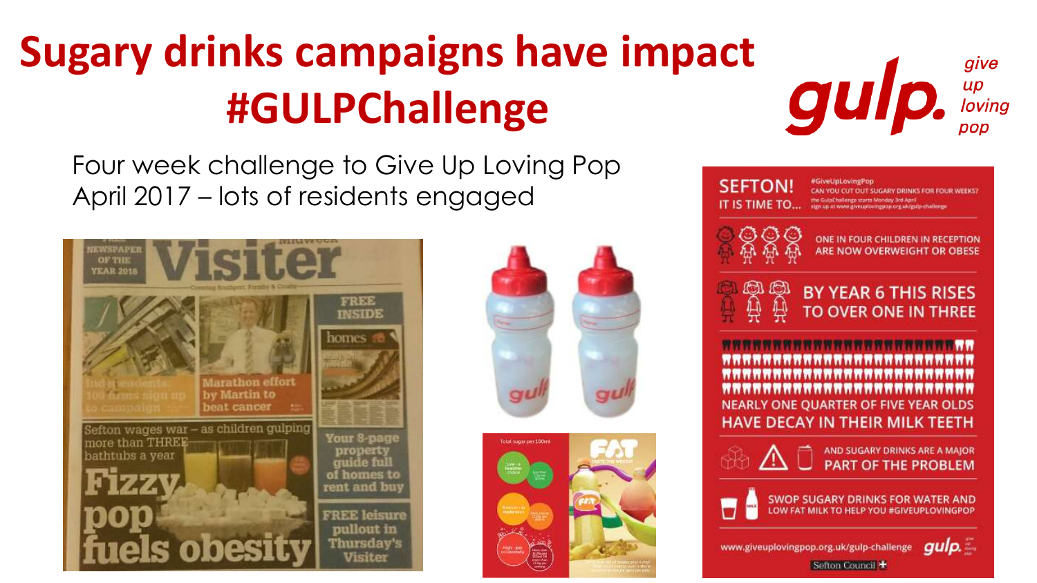# Sugary drinks campaigns have impact #GULPChallenge

Four week challenge to Give Up Loving Pop
April 2017 – lots of residents engaged

gulp. give up loving pop

SEFTON! IT IS TIME TO...

#GiveUpLovingPop
CAN YOU CUT OUT SUGARY DRINKS FOR FOUR WEEKS?
the GulpChallenge starts Monday 3rd April
sign up at www.giveuplovingpop.org.uk/gulp-challenge

ONE IN FOUR CHILDREN IN RECEPTION ARE NOW OVERWEIGHT OR OBESE

BY YEAR 6 THIS RISES TO OVER ONE IN THREE

NEARLY ONE QUARTER OF FIVE YEAR OLDS HAVE DECAY IN THEIR MILK TEETH

AND SUGARY DRINKS ARE A MAJOR PART OF THE PROBLEM

SWOP SUGARY DRINKS FOR WATER AND LOW FAT MILK TO HELP YOU #GIVEUPLOVINGPOP

www.giveuplovingpop.org.uk/gulp-challenge

Sefton Council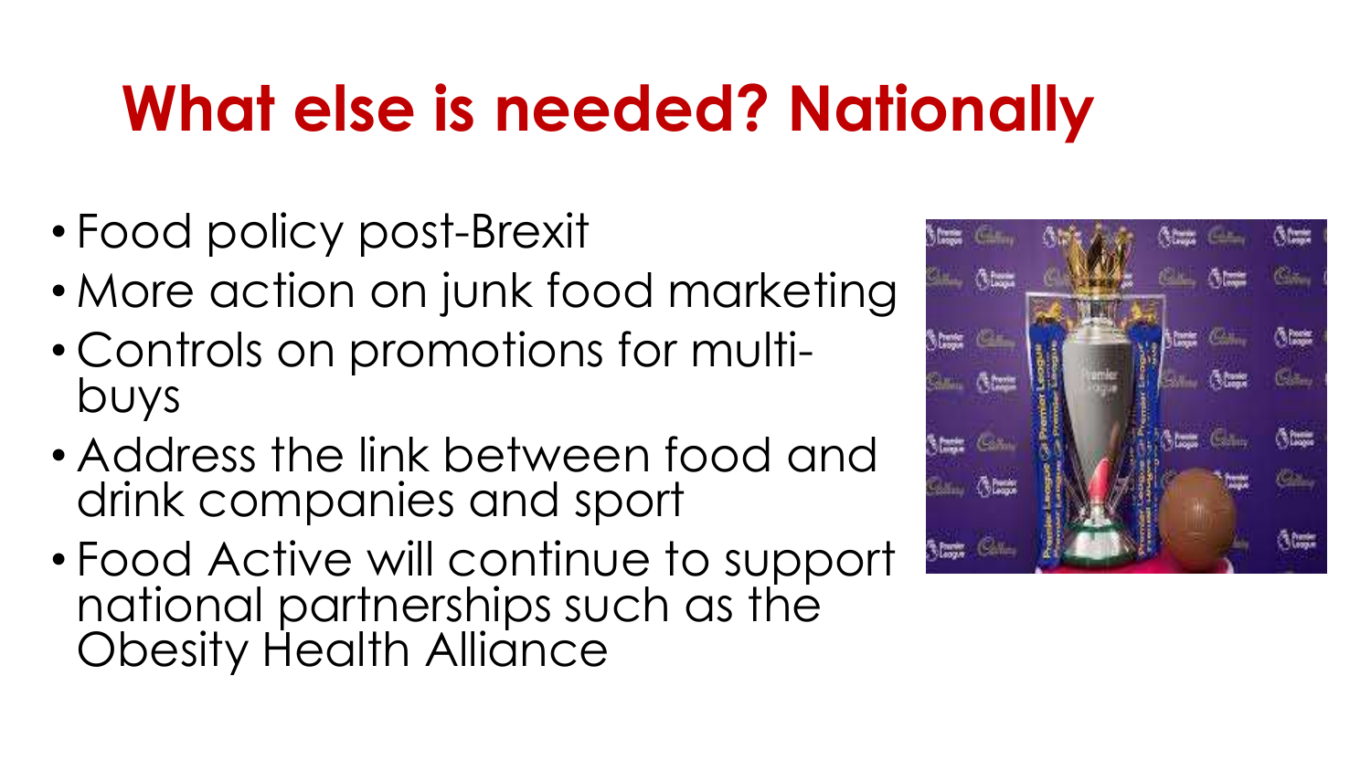# What else is needed? Nationally

- Food policy post-Brexit
- More action on junk food marketing
- Controls on promotions for multi-buys
- Address the link between food and drink companies and sport
- Food Active will continue to support national partnerships such as the Obesity Health Alliance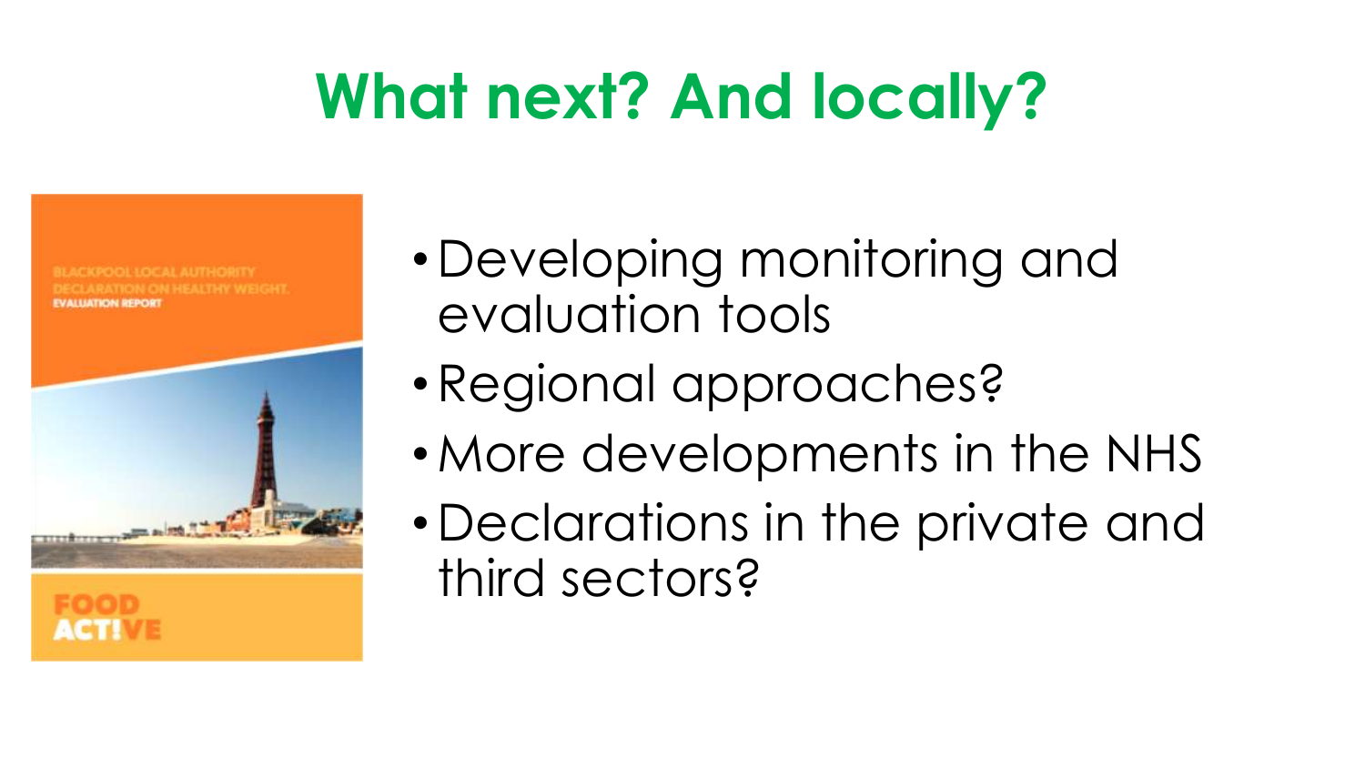# What next? And locally?

BLACKPOOL LOCAL AUTHORITY DECLARATION ON HEALTHY WEIGHT. EVALUATION REPORT

FOOD ACTIVE

- Developing monitoring and evaluation tools
- Regional approaches?
- More developments in the NHS
- Declarations in the private and third sectors?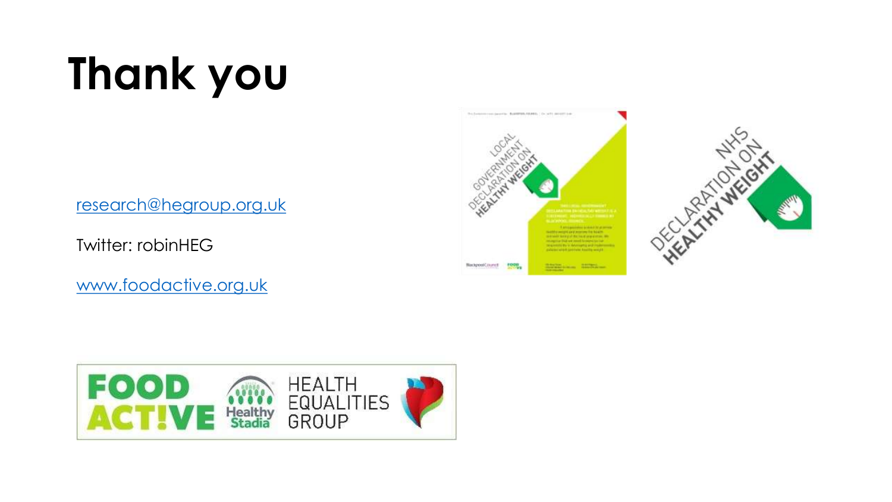# Thank you

research@hegroup.org.uk

Twitter: robinHEG

www.foodactive.org.uk